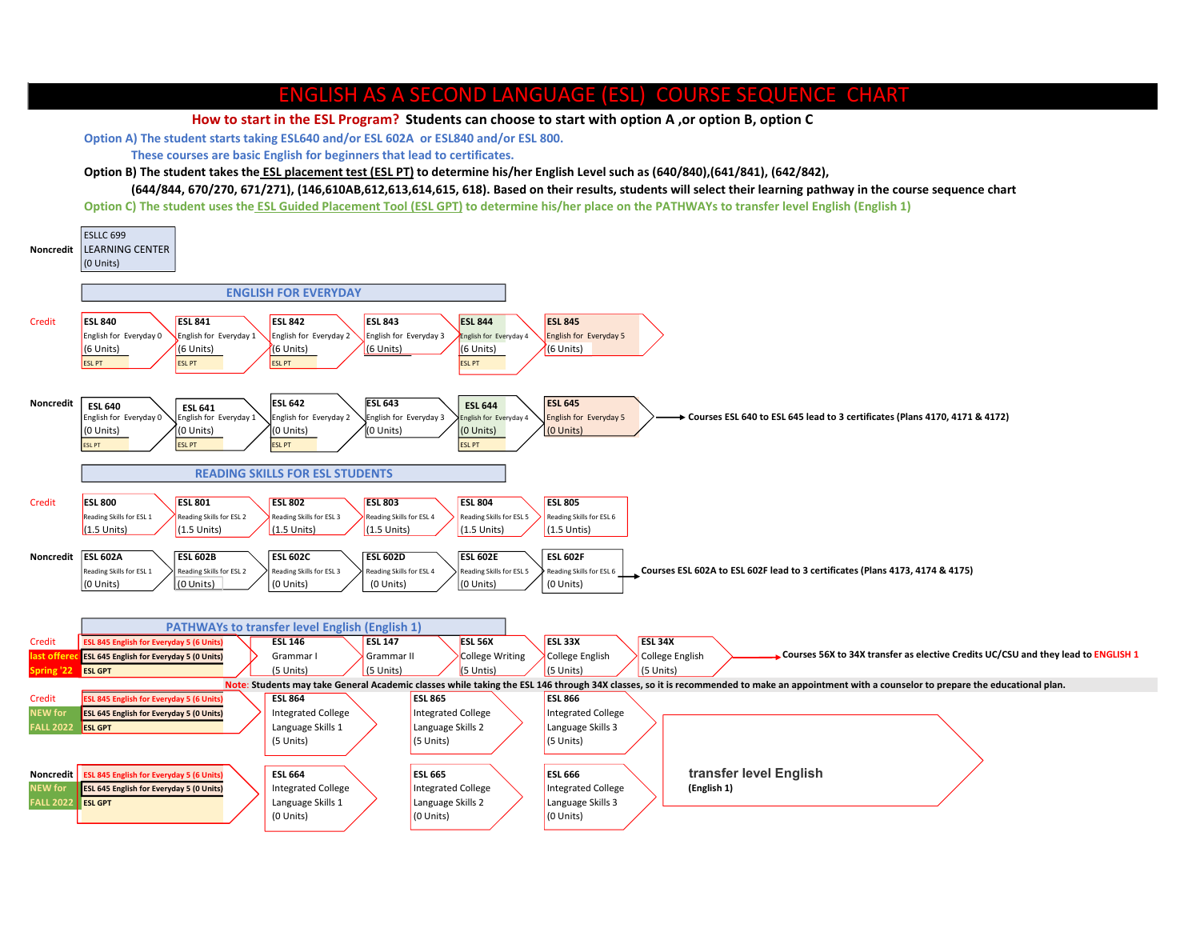# ENGLISH AS A SECOND LANGUAGE (ESL) COURSE SEQUENCE CHART

**How to start in the ESL Program? Students can choose to start with option A ,or option B, option C**

**Option A) The student starts taking ESL640 and/or ESL 602A or ESL840 and/or ESL 800.**
**These courses are basic English for beginners that lead to certificates.**

**Option B) The student takes the ESL placement test (ESL PT) to determine his/her English Level such as (640/840),(641/841), (642/842), (644/844, 670/270, 671/271), (146,610AB,612,613,614,615, 618). Based on their results, students will select their learning pathway in the course sequence chart**

**Option C) The student uses the ESL Guided Placement Tool (ESL GPT) to determine his/her place on the PATHWAYs to transfer level English (English 1)**

**Noncredit**: ESLLC 699 LEARNING CENTER (0 Units)

## ENGLISH FOR EVERYDAY

| | | | | | | | |
|---|---|---|---|---|---|---|---|
| Credit | **ESL 840** English for Everyday 0 (6 Units) ESL PT | **ESL 841** English for Everyday 1 (6 Units) ESL PT | **ESL 842** English for Everyday 2 (6 Units) ESL PT | **ESL 843** English for Everyday 3 (6 Units) | **ESL 844** English for Everyday 4 (6 Units) ESL PT | **ESL 845** English for Everyday 5 (6 Units) | |
| Noncredit | **ESL 640** English for Everyday 0 (0 Units) ESL PT | **ESL 641** English for Everyday 1 (0 Units) ESL PT | **ESL 642** English for Everyday 2 (0 Units) ESL PT | **ESL 643** English for Everyday 3 (0 Units) | **ESL 644** English for Everyday 4 (0 Units) ESL PT | **ESL 645** English for Everyday 5 (0 Units) | → Courses ESL 640 to ESL 645 lead to 3 certificates (Plans 4170, 4171 & 4172) |

## READING SKILLS FOR ESL STUDENTS

| | | | | | | | |
|---|---|---|---|---|---|---|---|
| Credit | **ESL 800** Reading Skills for ESL 1 (1.5 Units) | **ESL 801** Reading Skills for ESL 2 (1.5 Units) | **ESL 802** Reading Skills for ESL 3 (1.5 Units) | **ESL 803** Reading Skills for ESL 4 (1.5 Units) | **ESL 804** Reading Skills for ESL 5 (1.5 Units) | **ESL 805** Reading Skills for ESL 6 (1.5 Units) | |
| Noncredit | **ESL 602A** Reading Skills for ESL 1 (0 Units) | **ESL 602B** Reading Skills for ESL 2 (0 Units) | **ESL 602C** Reading Skills for ESL 3 (0 Units) | **ESL 602D** Reading Skills for ESL 4 (0 Units) | **ESL 602E** Reading Skills for ESL 5 (0 Units) | **ESL 602F** Reading Skills for ESL 6 (0 Units) | → Courses ESL 602A to ESL 602F lead to 3 certificates (Plans 4173, 4174 & 4175) |

## PATHWAYs to transfer level English (English 1)

| | | | | | | | |
|---|---|---|---|---|---|---|---|
| Credit / last offered Spring '22 | ESL 845 English for Everyday 5 (6 Units); ESL 645 English for Everyday 5 (0 Units); ESL GPT | **ESL 146** Grammar I (5 Units) | **ESL 147** Grammar II (5 Units) | **ESL 56X** College Writing (5 Units) | **ESL 33X** College English (5 Units) | **ESL 34X** College English (5 Units) | → Courses 56X to 34X transfer as elective Credits UC/CSU and they lead to ENGLISH 1 |

**Note**: Students may take General Academic classes while taking the ESL 146 through 34X classes, so it is recommended to make an appointment with a counselor to prepare the educational plan.

| | | | | | |
|---|---|---|---|---|---|
| Credit / NEW for FALL 2022 | ESL 845 English for Everyday 5 (6 Units); ESL 645 English for Everyday 5 (0 Units); ESL GPT | **ESL 864** Integrated College Language Skills 1 (5 Units) | **ESL 865** Integrated College Language Skills 2 (5 Units) | **ESL 866** Integrated College Language Skills 3 (5 Units) | **transfer level English (English 1)** |
| Noncredit / NEW for FALL 2022 | ESL 845 English for Everyday 5 (6 Units); ESL 645 English for Everyday 5 (0 Units); ESL GPT | **ESL 664** Integrated College Language Skills 1 (0 Units) | **ESL 665** Integrated College Language Skills 2 (0 Units) | **ESL 666** Integrated College Language Skills 3 (0 Units) | |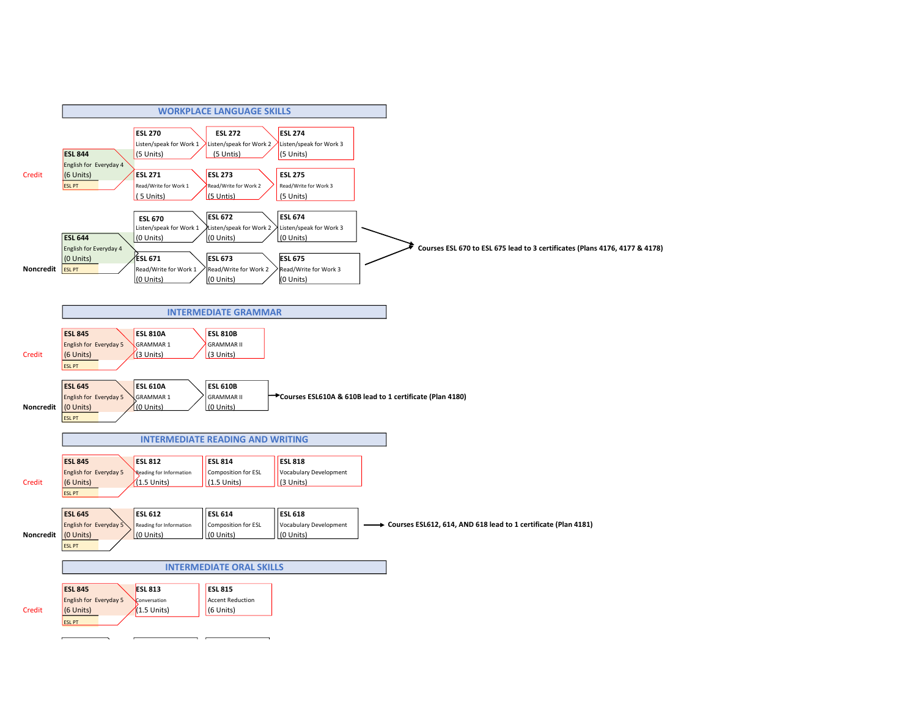## WORKPLACE LANGUAGE SKILLS

**Credit**

| | | | |
|---|---|---|---|
| **ESL 844** English for Everyday 4 (6 Units) ESL PT | **ESL 270** Listen/speak for Work 1 (5 Units) | **ESL 272** Listen/speak for Work 2 (5 Untis) | **ESL 274** Listen/speak for Work 3 (5 Units) |
| | **ESL 271** Read/Write for Work 1 ( 5 Units) | **ESL 273** Read/Write for Work 2 (5 Untis) | **ESL 275** Read/Write for Work 3 (5 Units) |

**Noncredit**

| | | | |
|---|---|---|---|
| **ESL 644** English for Everyday 4 (0 Units) ESL PT | **ESL 670** Listen/speak for Work 1 (0 Units) | **ESL 672** Listen/speak for Work 2 (0 Units) | **ESL 674** Listen/speak for Work 3 (0 Units) |
| | **ESL 671** Read/Write for Work 1 (0 Units) | **ESL 673** Read/Write for Work 2 (0 Units) | **ESL 675** Read/Write for Work 3 (0 Units) |

→ **Courses ESL 670 to ESL 675 lead to 3 certificates (Plans 4176, 4177 & 4178)**

## INTERMEDIATE GRAMMAR

**Credit**

| | | |
|---|---|---|
| **ESL 845** English for Everyday 5 (6 Units) ESL PT | **ESL 810A** GRAMMAR 1 (3 Units) | **ESL 810B** GRAMMAR II (3 Units) |

**Noncredit**

| | | |
|---|---|---|
| **ESL 645** English for Everyday 5 (0 Units) ESL PT | **ESL 610A** GRAMMAR 1 (0 Units) | **ESL 610B** GRAMMAR II (0 Units) |

→ **Courses ESL610A & 610B lead to 1 certificate (Plan 4180)**

## INTERMEDIATE READING AND WRITING

**Credit**

| | | | |
|---|---|---|---|
| **ESL 845** English for Everyday 5 (6 Units) ESL PT | **ESL 812** Reading for Information (1.5 Units) | **ESL 814** Composition for ESL (1.5 Units) | **ESL 818** Vocabulary Development (3 Units) |

**Noncredit**

| | | | |
|---|---|---|---|
| **ESL 645** English for Everyday 5 (0 Units) ESL PT | **ESL 612** Reading for Information (0 Units) | **ESL 614** Composition for ESL (0 Units) | **ESL 618** Vocabulary Development (0 Units) |

→ **Courses ESL612, 614, AND 618 lead to 1 certificate (Plan 4181)**

## INTERMEDIATE ORAL SKILLS

**Credit**

| | | |
|---|---|---|
| **ESL 845** English for Everyday 5 (6 Units) ESL PT | **ESL 813** Conversation (1.5 Units) | **ESL 815** Accent Reduction (6 Units) |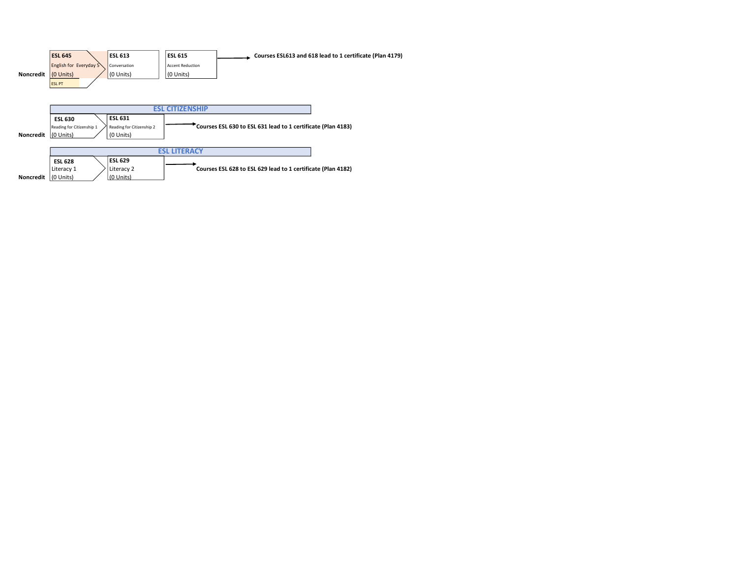Noncredit

**ESL 645**
English for Everyday 5
(0 Units)
ESL PT

**ESL 613**
Conversation
(0 Units)

**ESL 615**
Accent Reduction
(0 Units)

**Courses ESL613 and 618 lead to 1 certificate (Plan 4179)**

## ESL CITIZENSHIP

Noncredit

**ESL 630**
Reading for Citizenship 1
(0 Units)

**ESL 631**
Reading for Citizenship 2
(0 Units)

**Courses ESL 630 to ESL 631 lead to 1 certificate (Plan 4183)**

## ESL LITERACY

Noncredit

**ESL 628**
Literacy 1
(0 Units)

**ESL 629**
Literacy 2
(0 Units)

**Courses ESL 628 to ESL 629 lead to 1 certificate (Plan 4182)**